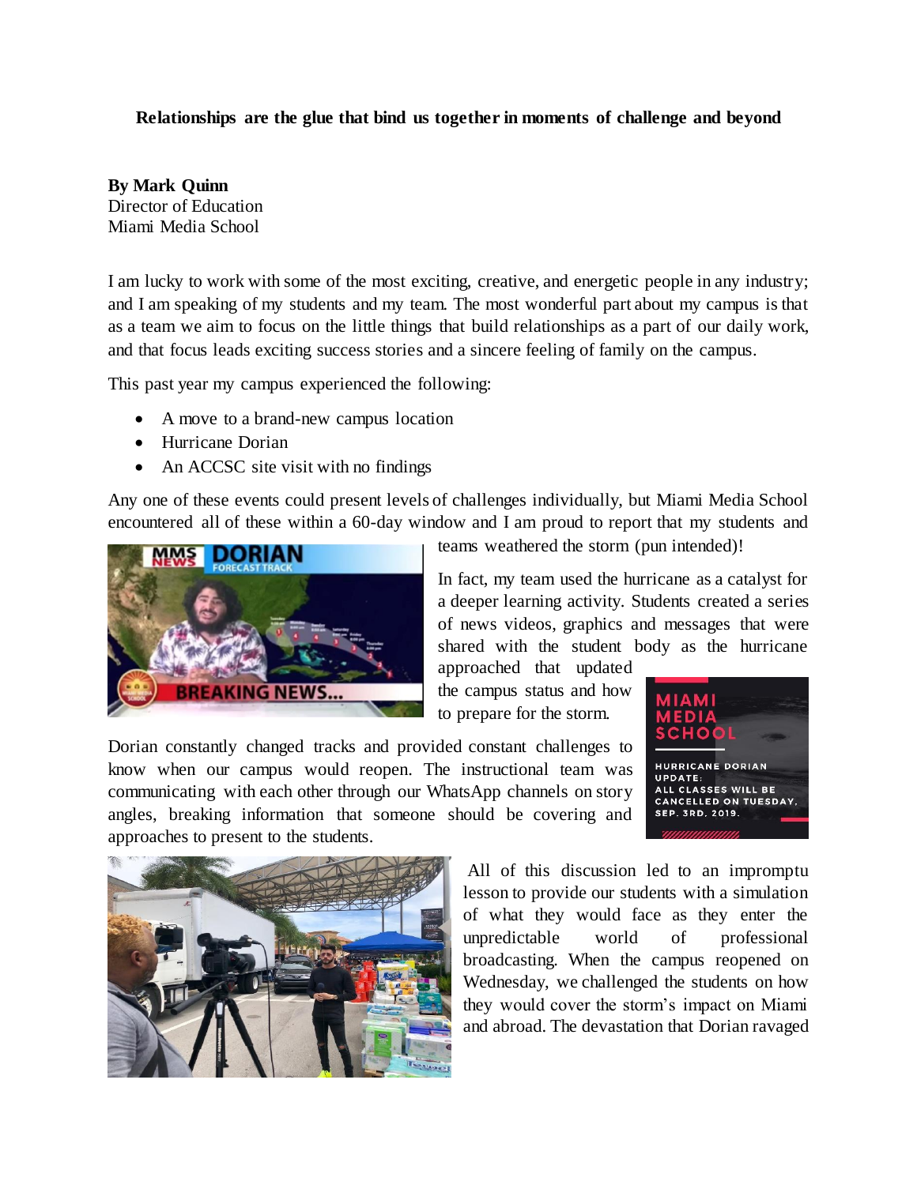**Relationships are the glue that bind us together in moments of challenge and beyond**

**By Mark Quinn**
Director of Education
Miami Media School

I am lucky to work with some of the most exciting, creative, and energetic people in any industry; and I am speaking of my students and my team. The most wonderful part about my campus is that as a team we aim to focus on the little things that build relationships as a part of our daily work, and that focus leads exciting success stories and a sincere feeling of family on the campus.

This past year my campus experienced the following:

- A move to a brand-new campus location
- Hurricane Dorian
- An ACCSC site visit with no findings

Any one of these events could present levels of challenges individually, but Miami Media School encountered all of these within a 60-day window and I am proud to report that my students and teams weathered the storm (pun intended)!

In fact, my team used the hurricane as a catalyst for a deeper learning activity. Students created a series of news videos, graphics and messages that were shared with the student body as the hurricane approached that updated the campus status and how to prepare for the storm.

Dorian constantly changed tracks and provided constant challenges to know when our campus would reopen. The instructional team was communicating with each other through our WhatsApp channels on story angles, breaking information that someone should be covering and approaches to present to the students.

All of this discussion led to an impromptu lesson to provide our students with a simulation of what they would face as they enter the unpredictable world of professional broadcasting. When the campus reopened on Wednesday, we challenged the students on how they would cover the storm's impact on Miami and abroad. The devastation that Dorian ravaged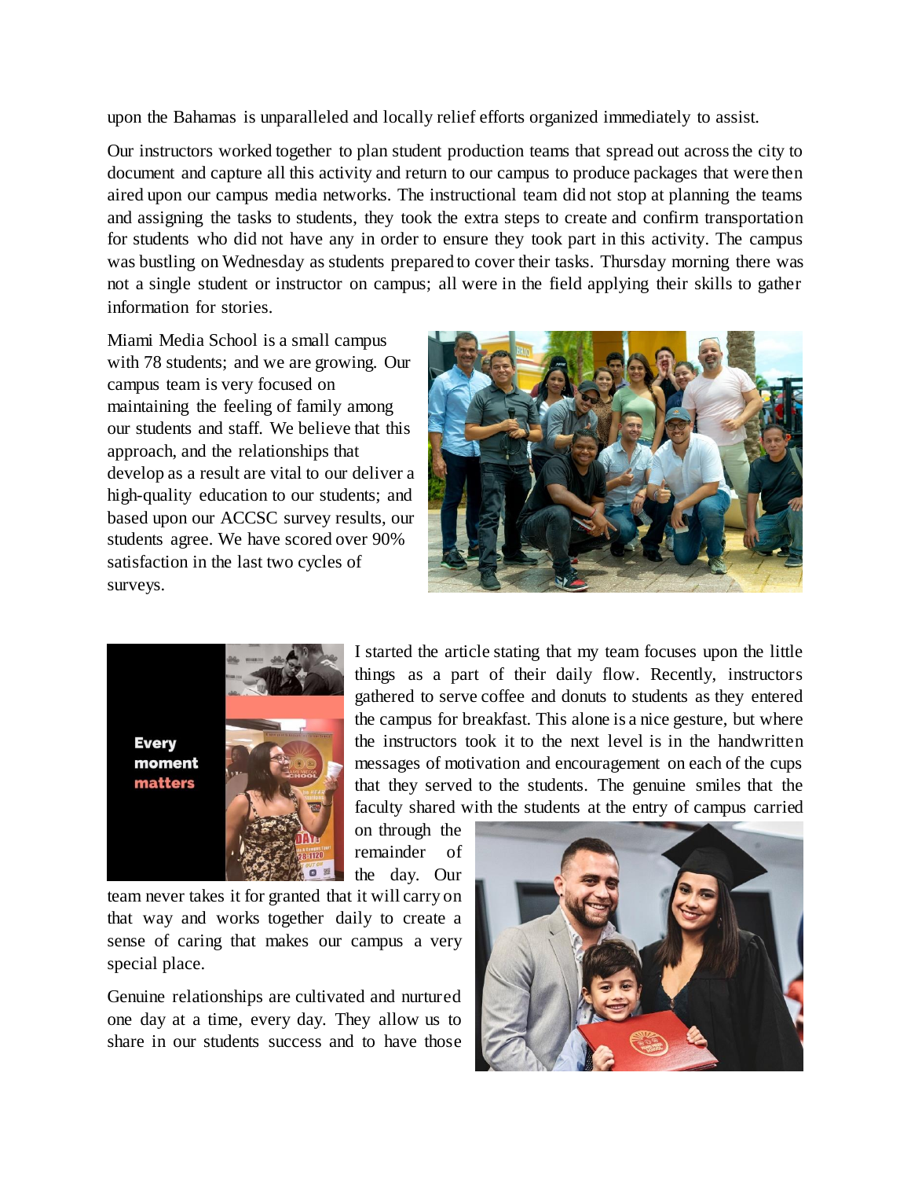upon the Bahamas is unparalleled and locally relief efforts organized immediately to assist.

Our instructors worked together to plan student production teams that spread out across the city to document and capture all this activity and return to our campus to produce packages that were then aired upon our campus media networks. The instructional team did not stop at planning the teams and assigning the tasks to students, they took the extra steps to create and confirm transportation for students who did not have any in order to ensure they took part in this activity. The campus was bustling on Wednesday as students prepared to cover their tasks. Thursday morning there was not a single student or instructor on campus; all were in the field applying their skills to gather information for stories.

Miami Media School is a small campus with 78 students; and we are growing. Our campus team is very focused on maintaining the feeling of family among our students and staff. We believe that this approach, and the relationships that develop as a result are vital to our deliver a high-quality education to our students; and based upon our ACCSC survey results, our students agree. We have scored over 90% satisfaction in the last two cycles of surveys.

I started the article stating that my team focuses upon the little things as a part of their daily flow. Recently, instructors gathered to serve coffee and donuts to students as they entered the campus for breakfast. This alone is a nice gesture, but where the instructors took it to the next level is in the handwritten messages of motivation and encouragement on each of the cups that they served to the students. The genuine smiles that the faculty shared with the students at the entry of campus carried on through the remainder of the day. Our team never takes it for granted that it will carry on that way and works together daily to create a sense of caring that makes our campus a very special place.

Genuine relationships are cultivated and nurtured one day at a time, every day. They allow us to share in our students success and to have those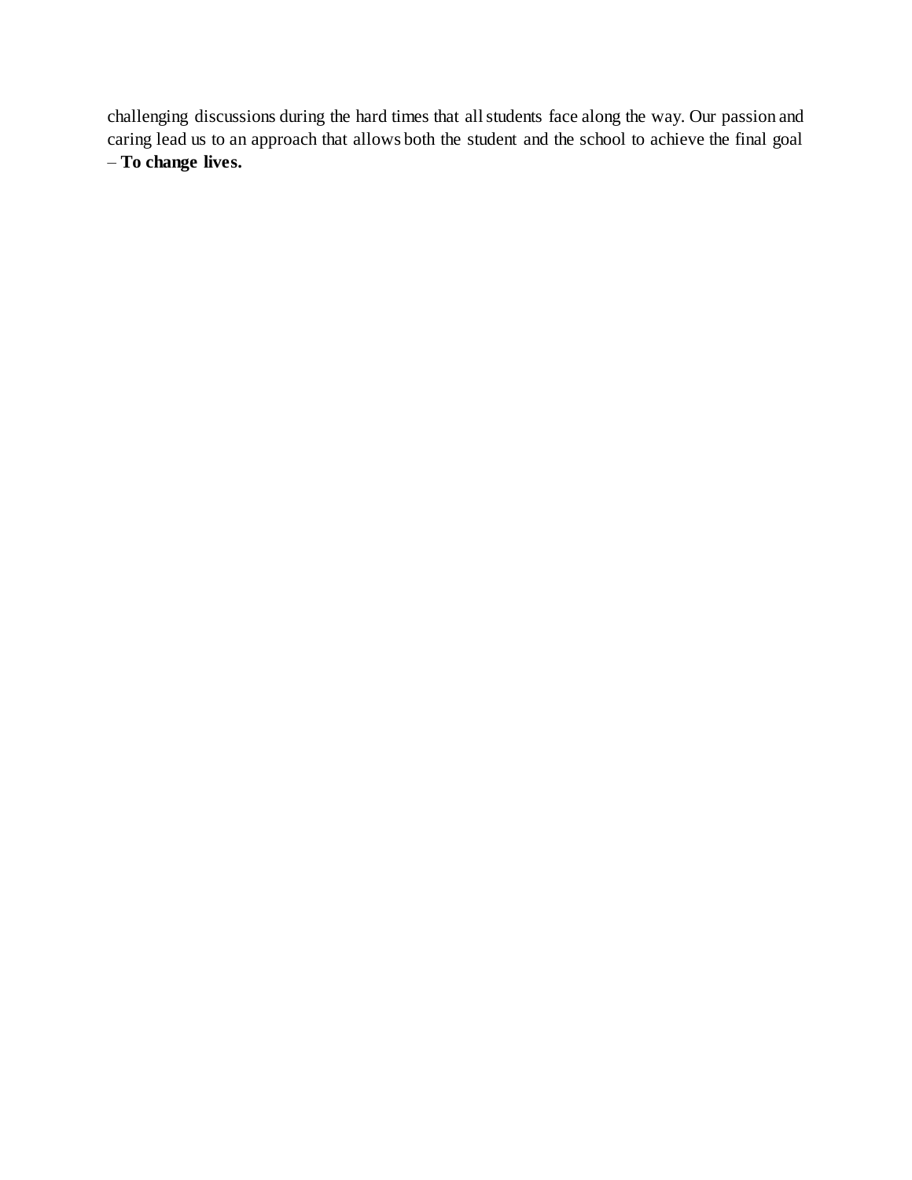challenging discussions during the hard times that all students face along the way. Our passion and caring lead us to an approach that allows both the student and the school to achieve the final goal – **To change lives.**